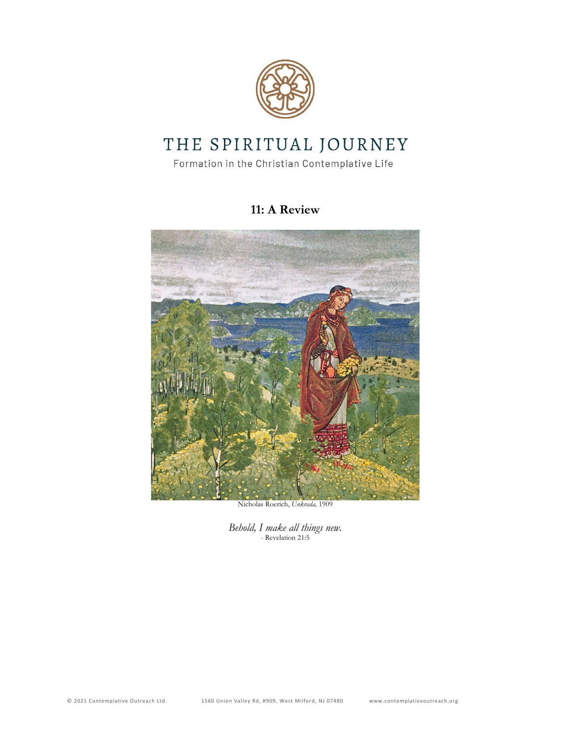# THE SPIRITUAL JOURNEY

Formation in the Christian Contemplative Life

## 11: A Review

Nicholas Roerich, *Unkrada,* 1909

*Behold, I make all things new.*
- Revelation 21:5

© 2021 Contemplative Outreach Ltd. 1560 Union Valley Rd, #909, West Milford, NJ 07480 www.contemplativeoutreach.org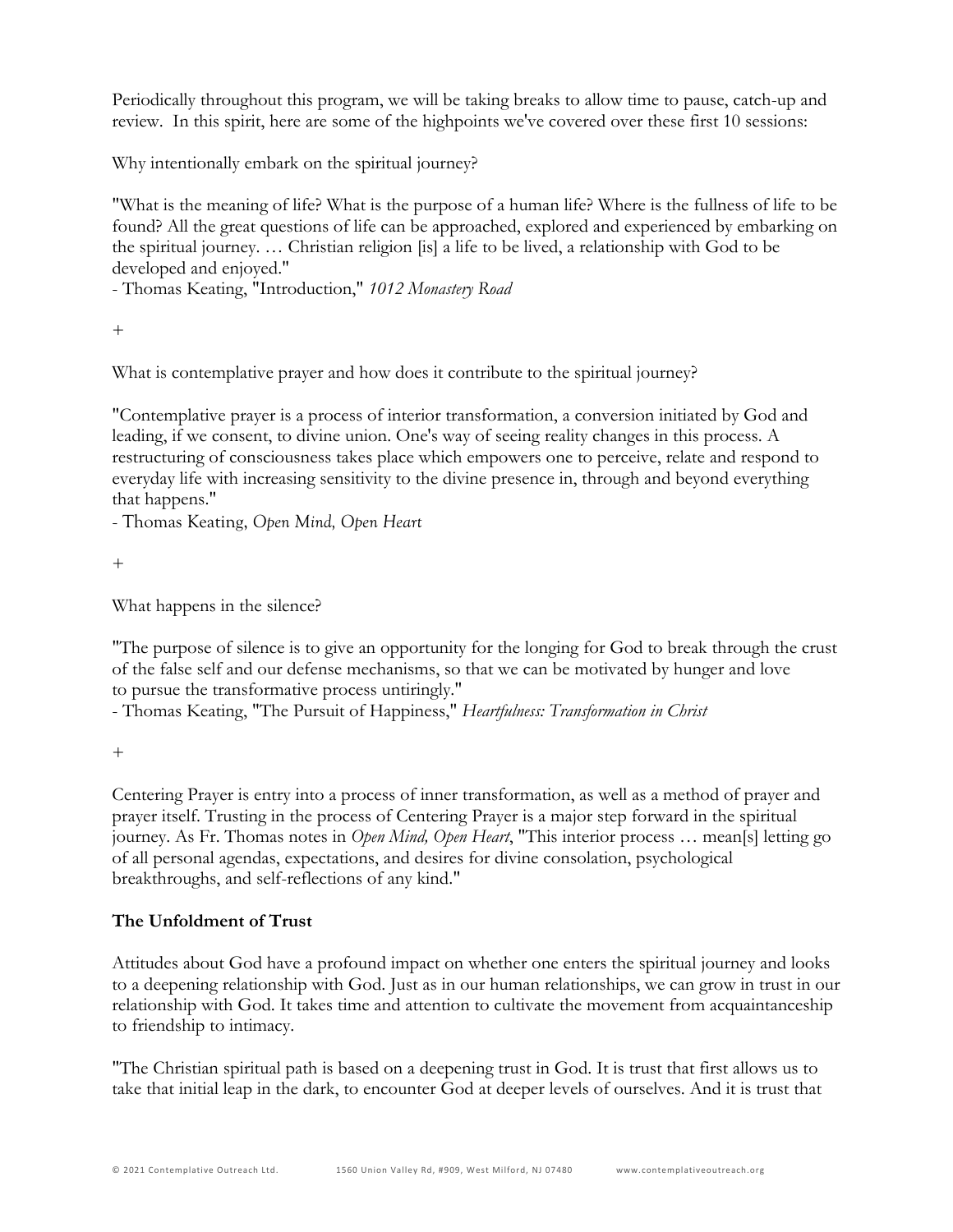Periodically throughout this program, we will be taking breaks to allow time to pause, catch-up and review. In this spirit, here are some of the highpoints we've covered over these first 10 sessions:

Why intentionally embark on the spiritual journey?

"What is the meaning of life? What is the purpose of a human life? Where is the fullness of life to be found? All the great questions of life can be approached, explored and experienced by embarking on the spiritual journey. … Christian religion [is] a life to be lived, a relationship with God to be developed and enjoyed."
- Thomas Keating, "Introduction," *1012 Monastery Road*

+

What is contemplative prayer and how does it contribute to the spiritual journey?

"Contemplative prayer is a process of interior transformation, a conversion initiated by God and leading, if we consent, to divine union. One's way of seeing reality changes in this process. A restructuring of consciousness takes place which empowers one to perceive, relate and respond to everyday life with increasing sensitivity to the divine presence in, through and beyond everything that happens."
- Thomas Keating, *Open Mind, Open Heart*

+

What happens in the silence?

"The purpose of silence is to give an opportunity for the longing for God to break through the crust of the false self and our defense mechanisms, so that we can be motivated by hunger and love to pursue the transformative process untiringly."
- Thomas Keating, "The Pursuit of Happiness," *Heartfulness: Transformation in Christ*

+

Centering Prayer is entry into a process of inner transformation, as well as a method of prayer and prayer itself. Trusting in the process of Centering Prayer is a major step forward in the spiritual journey. As Fr. Thomas notes in *Open Mind, Open Heart*, "This interior process … mean[s] letting go of all personal agendas, expectations, and desires for divine consolation, psychological breakthroughs, and self-reflections of any kind."

**The Unfoldment of Trust**

Attitudes about God have a profound impact on whether one enters the spiritual journey and looks to a deepening relationship with God. Just as in our human relationships, we can grow in trust in our relationship with God. It takes time and attention to cultivate the movement from acquaintanceship to friendship to intimacy.

"The Christian spiritual path is based on a deepening trust in God. It is trust that first allows us to take that initial leap in the dark, to encounter God at deeper levels of ourselves. And it is trust that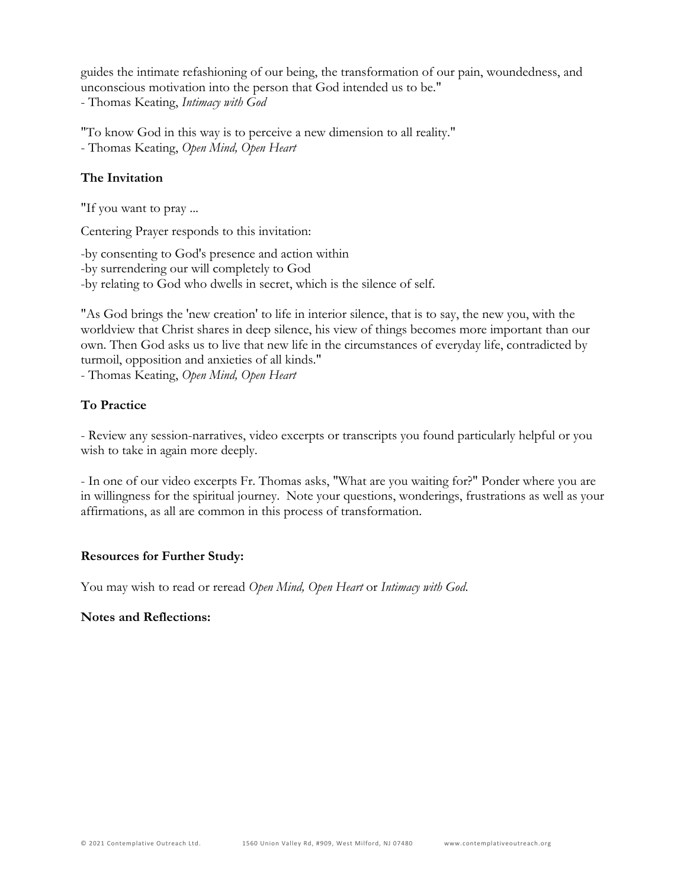guides the intimate refashioning of our being, the transformation of our pain, woundedness, and unconscious motivation into the person that God intended us to be."
- Thomas Keating, *Intimacy with God*

"To know God in this way is to perceive a new dimension to all reality."
- Thomas Keating, *Open Mind, Open Heart*

**The Invitation**

"If you want to pray ...

Centering Prayer responds to this invitation:

-by consenting to God's presence and action within
-by surrendering our will completely to God
-by relating to God who dwells in secret, which is the silence of self.

"As God brings the 'new creation' to life in interior silence, that is to say, the new you, with the worldview that Christ shares in deep silence, his view of things becomes more important than our own. Then God asks us to live that new life in the circumstances of everyday life, contradicted by turmoil, opposition and anxieties of all kinds."
- Thomas Keating, *Open Mind, Open Heart*

**To Practice**

- Review any session-narratives, video excerpts or transcripts you found particularly helpful or you wish to take in again more deeply.

- In one of our video excerpts Fr. Thomas asks, "What are you waiting for?" Ponder where you are in willingness for the spiritual journey. Note your questions, wonderings, frustrations as well as your affirmations, as all are common in this process of transformation.

**Resources for Further Study:**

You may wish to read or reread *Open Mind, Open Heart* or *Intimacy with God.*

**Notes and Reflections:**